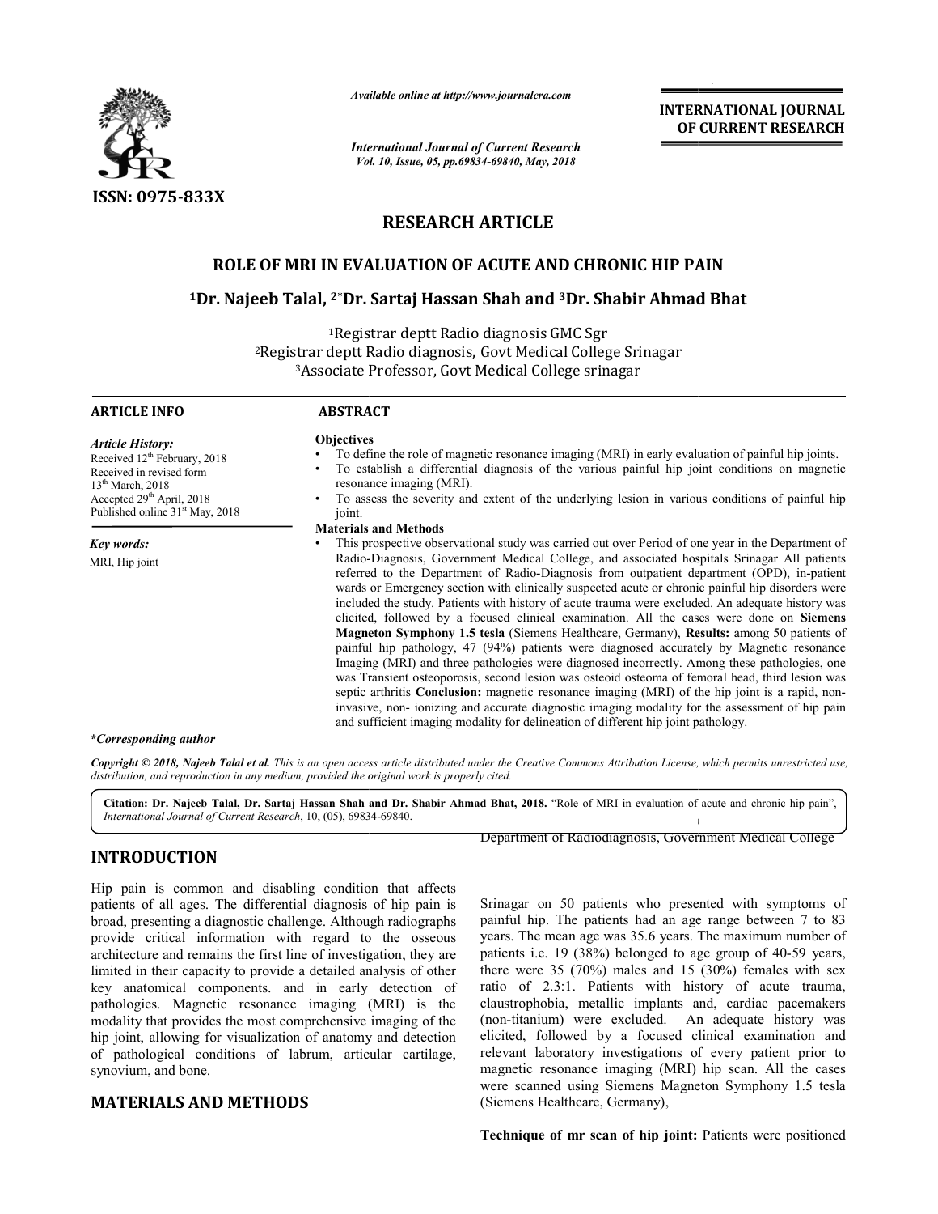ISSN: 0975-833X

*Available online at http://www.journalcra.com*

*International Journal of Current Research*
*Vol. 10, Issue, 05, pp.69834-69840, May, 2018*

**INTERNATIONAL JOURNAL OF CURRENT RESEARCH**

# RESEARCH ARTICLE

## ROLE OF MRI IN EVALUATION OF ACUTE AND CHRONIC HIP PAIN

**[1]Dr. Najeeb Talal, [2]*Dr. Sartaj Hassan Shah and [3]Dr. Shabir Ahmad Bhat**

[1]Registrar deptt Radio diagnosis GMC Sgr
[2]Registrar deptt Radio diagnosis, Govt Medical College Srinagar
[3]Associate Professor, Govt Medical College srinagar

**ARTICLE INFO**

*Article History:*
Received 12[th] February, 2018
Received in revised form
13[th] March, 2018
Accepted 29[th] April, 2018
Published online 31[st] May, 2018

*Key words:*
MRI, Hip joint

**ABSTRACT**

**Objectives**

- To define the role of magnetic resonance imaging (MRI) in early evaluation of painful hip joints.
- To establish a differential diagnosis of the various painful hip joint conditions on magnetic resonance imaging (MRI).
- To assess the severity and extent of the underlying lesion in various conditions of painful hip joint.

**Materials and Methods**

- This prospective observational study was carried out over Period of one year in the Department of Radio-Diagnosis, Government Medical College, and associated hospitals Srinagar All patients referred to the Department of Radio-Diagnosis from outpatient department (OPD), in-patient wards or Emergency section with clinically suspected acute or chronic painful hip disorders were included the study. Patients with history of acute trauma were excluded. An adequate history was elicited, followed by a focused clinical examination. All the cases were done on **Siemens Magneton Symphony 1.5 tesla** (Siemens Healthcare, Germany), **Results:** among 50 patients of painful hip pathology, 47 (94%) patients were diagnosed accurately by Magnetic resonance Imaging (MRI) and three pathologies were diagnosed incorrectly. Among these pathologies, one was Transient osteoporosis, second lesion was osteoid osteoma of femoral head, third lesion was septic arthritis **Conclusion:** magnetic resonance imaging (MRI) of the hip joint is a rapid, non-invasive, non- ionizing and accurate diagnostic imaging modality for the assessment of hip pain and sufficient imaging modality for delineation of different hip joint pathology.

**\*Corresponding author*

*Copyright © 2018, Najeeb Talal et al. This is an open access article distributed under the Creative Commons Attribution License, which permits unrestricted use, distribution, and reproduction in any medium, provided the original work is properly cited.*

**Citation: Dr. Najeeb Talal, Dr. Sartaj Hassan Shah and Dr. Shabir Ahmad Bhat, 2018.** "Role of MRI in evaluation of acute and chronic hip pain", *International Journal of Current Research*, 10, (05), 69834-69840.

## INTRODUCTION

Hip pain is common and disabling condition that affects patients of all ages. The differential diagnosis of hip pain is broad, presenting a diagnostic challenge. Although radiographs provide critical information with regard to the osseous architecture and remains the first line of investigation, they are limited in their capacity to provide a detailed analysis of other key anatomical components. and in early detection of pathologies. Magnetic resonance imaging (MRI) is the modality that provides the most comprehensive imaging of the hip joint, allowing for visualization of anatomy and detection of pathological conditions of labrum, articular cartilage, synovium, and bone.

## MATERIALS AND METHODS

Department of Radiodiagnosis, Government Medical College Srinagar on 50 patients who presented with symptoms of painful hip. The patients had an age range between 7 to 83 years. The mean age was 35.6 years. The maximum number of patients i.e. 19 (38%) belonged to age group of 40-59 years, there were 35 (70%) males and 15 (30%) females with sex ratio of 2.3:1. Patients with history of acute trauma, claustrophobia, metallic implants and, cardiac pacemakers (non-titanium) were excluded. An adequate history was elicited, followed by a focused clinical examination and relevant laboratory investigations of every patient prior to magnetic resonance imaging (MRI) hip scan. All the cases were scanned using Siemens Magneton Symphony 1.5 tesla (Siemens Healthcare, Germany),

**Technique of mr scan of hip joint:** Patients were positioned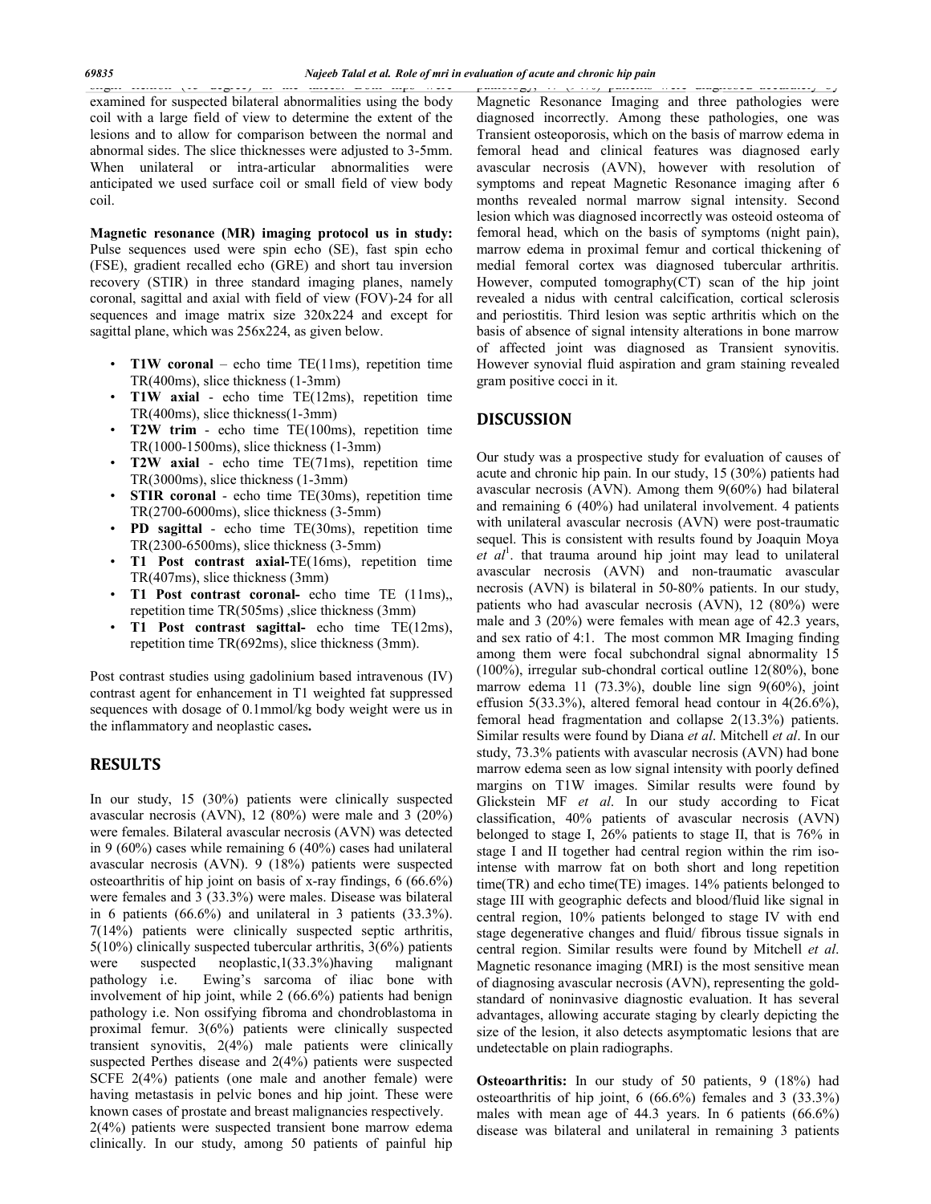examined for suspected bilateral abnormalities using the body coil with a large field of view to determine the extent of the lesions and to allow for comparison between the normal and abnormal sides. The slice thicknesses were adjusted to 3-5mm. When unilateral or intra-articular abnormalities were anticipated we used surface coil or small field of view body coil.

**Magnetic resonance (MR) imaging protocol us in study:** Pulse sequences used were spin echo (SE), fast spin echo (FSE), gradient recalled echo (GRE) and short tau inversion recovery (STIR) in three standard imaging planes, namely coronal, sagittal and axial with field of view (FOV)-24 for all sequences and image matrix size 320x224 and except for sagittal plane, which was 256x224, as given below.

- **T1W coronal** – echo time TE(11ms), repetition time TR(400ms), slice thickness (1-3mm)
- **T1W axial** - echo time TE(12ms), repetition time TR(400ms), slice thickness(1-3mm)
- **T2W trim** - echo time TE(100ms), repetition time TR(1000-1500ms), slice thickness (1-3mm)
- **T2W axial** - echo time TE(71ms), repetition time TR(3000ms), slice thickness (1-3mm)
- **STIR coronal** - echo time TE(30ms), repetition time TR(2700-6000ms), slice thickness (3-5mm)
- **PD sagittal** - echo time TE(30ms), repetition time TR(2300-6500ms), slice thickness (3-5mm)
- **T1 Post contrast axial-**TE(16ms), repetition time TR(407ms), slice thickness (3mm)
- **T1 Post contrast coronal-** echo time TE (11ms),, repetition time TR(505ms) ,slice thickness (3mm)
- **T1 Post contrast sagittal-** echo time TE(12ms), repetition time TR(692ms), slice thickness (3mm).

Post contrast studies using gadolinium based intravenous (IV) contrast agent for enhancement in T1 weighted fat suppressed sequences with dosage of 0.1mmol/kg body weight were us in the inflammatory and neoplastic cases**.**

## RESULTS

In our study, 15 (30%) patients were clinically suspected avascular necrosis (AVN), 12 (80%) were male and 3 (20%) were females. Bilateral avascular necrosis (AVN) was detected in 9 (60%) cases while remaining 6 (40%) cases had unilateral avascular necrosis (AVN). 9 (18%) patients were suspected osteoarthritis of hip joint on basis of x-ray findings, 6 (66.6%) were females and 3 (33.3%) were males. Disease was bilateral in 6 patients (66.6%) and unilateral in 3 patients (33.3%). 7(14%) patients were clinically suspected septic arthritis, 5(10%) clinically suspected tubercular arthritis, 3(6%) patients were suspected neoplastic,1(33.3%)having malignant pathology i.e. Ewing's sarcoma of iliac bone with involvement of hip joint, while 2 (66.6%) patients had benign pathology i.e. Non ossifying fibroma and chondroblastoma in proximal femur. 3(6%) patients were clinically suspected transient synovitis, 2(4%) male patients were clinically suspected Perthes disease and 2(4%) patients were suspected SCFE 2(4%) patients (one male and another female) were having metastasis in pelvic bones and hip joint. These were known cases of prostate and breast malignancies respectively.

2(4%) patients were suspected transient bone marrow edema clinically. In our study, among 50 patients of painful hip pathology, 47 (94%) patients were diagnosed accurately by Magnetic Resonance Imaging and three pathologies were diagnosed incorrectly. Among these pathologies, one was Transient osteoporosis, which on the basis of marrow edema in femoral head and clinical features was diagnosed early avascular necrosis (AVN), however with resolution of symptoms and repeat Magnetic Resonance imaging after 6 months revealed normal marrow signal intensity. Second lesion which was diagnosed incorrectly was osteoid osteoma of femoral head, which on the basis of symptoms (night pain), marrow edema in proximal femur and cortical thickening of medial femoral cortex was diagnosed tubercular arthritis. However, computed tomography(CT) scan of the hip joint revealed a nidus with central calcification, cortical sclerosis and periostitis. Third lesion was septic arthritis which on the basis of absence of signal intensity alterations in bone marrow of affected joint was diagnosed as Transient synovitis. However synovial fluid aspiration and gram staining revealed gram positive cocci in it.

## DISCUSSION

Our study was a prospective study for evaluation of causes of acute and chronic hip pain. In our study, 15 (30%) patients had avascular necrosis (AVN). Among them 9(60%) had bilateral and remaining 6 (40%) had unilateral involvement. 4 patients with unilateral avascular necrosis (AVN) were post-traumatic sequel. This is consistent with results found by Joaquin Moya *et al*[1]. that trauma around hip joint may lead to unilateral avascular necrosis (AVN) and non-traumatic avascular necrosis (AVN) is bilateral in 50-80% patients. In our study, patients who had avascular necrosis (AVN), 12 (80%) were male and 3 (20%) were females with mean age of 42.3 years, and sex ratio of 4:1. The most common MR Imaging finding among them were focal subchondral signal abnormality 15 (100%), irregular sub-chondral cortical outline 12(80%), bone marrow edema 11 (73.3%), double line sign 9(60%), joint effusion 5(33.3%), altered femoral head contour in 4(26.6%), femoral head fragmentation and collapse 2(13.3%) patients. Similar results were found by Diana *et al*. Mitchell *et al*. In our study, 73.3% patients with avascular necrosis (AVN) had bone marrow edema seen as low signal intensity with poorly defined margins on T1W images. Similar results were found by Glickstein MF *et al*. In our study according to Ficat classification, 40% patients of avascular necrosis (AVN) belonged to stage I, 26% patients to stage II, that is 76% in stage I and II together had central region within the rim iso-intense with marrow fat on both short and long repetition time(TR) and echo time(TE) images. 14% patients belonged to stage III with geographic defects and blood/fluid like signal in central region, 10% patients belonged to stage IV with end stage degenerative changes and fluid/ fibrous tissue signals in central region. Similar results were found by Mitchell *et al*. Magnetic resonance imaging (MRI) is the most sensitive mean of diagnosing avascular necrosis (AVN), representing the gold-standard of noninvasive diagnostic evaluation. It has several advantages, allowing accurate staging by clearly depicting the size of the lesion, it also detects asymptomatic lesions that are undetectable on plain radiographs.

**Osteoarthritis:** In our study of 50 patients, 9 (18%) had osteoarthritis of hip joint, 6 (66.6%) females and 3 (33.3%) males with mean age of 44.3 years. In 6 patients (66.6%) disease was bilateral and unilateral in remaining 3 patients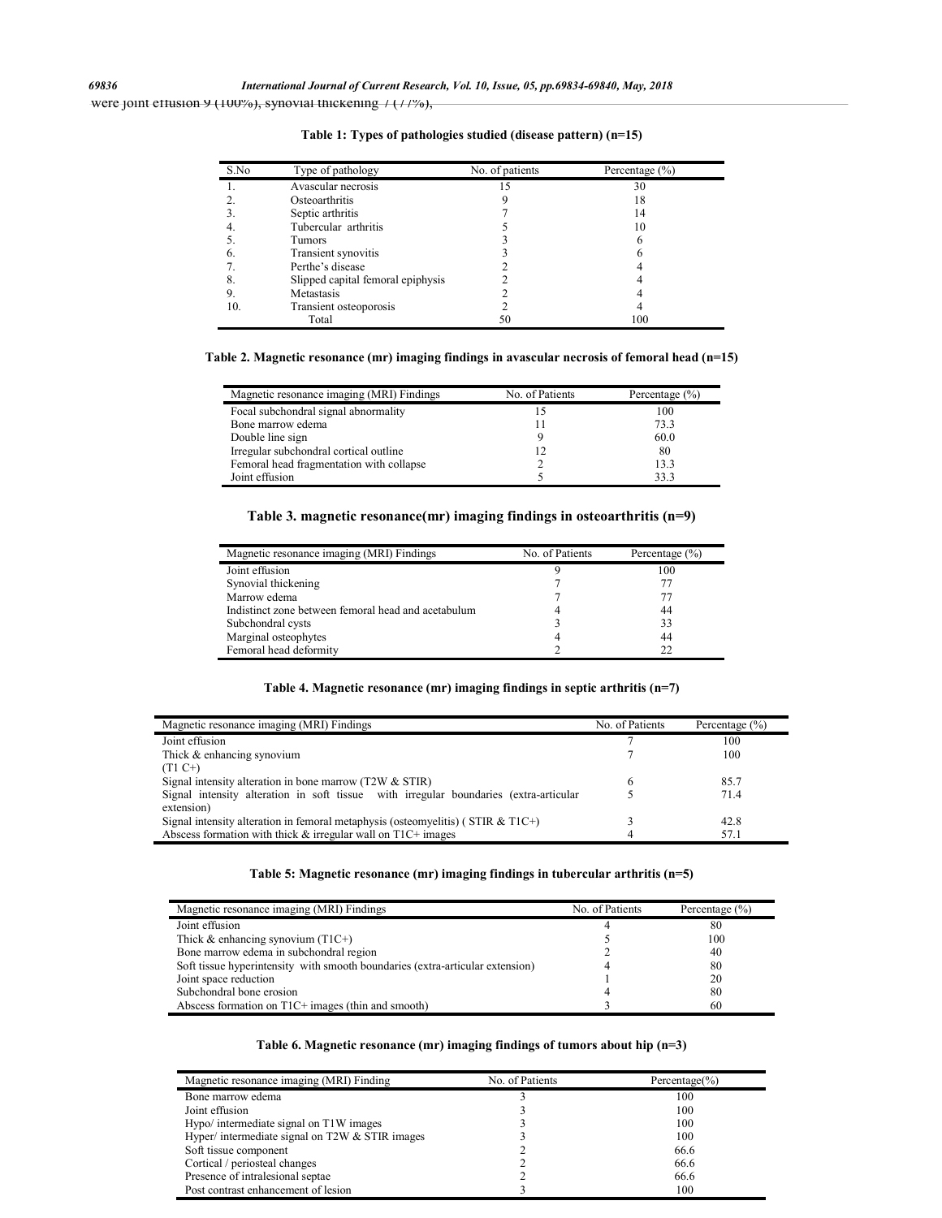were joint effusion 9 (100%), synovial thickening 7 (77%),

**Table 1: Types of pathologies studied (disease pattern) (n=15)**

| S.No | Type of pathology | No. of patients | Percentage (%) |
|---|---|---|---|
| 1. | Avascular necrosis | 15 | 30 |
| 2. | Osteoarthritis | 9 | 18 |
| 3. | Septic arthritis | 7 | 14 |
| 4. | Tubercular arthritis | 5 | 10 |
| 5. | Tumors | 3 | 6 |
| 6. | Transient synovitis | 3 | 6 |
| 7. | Perthe's disease | 2 | 4 |
| 8. | Slipped capital femoral epiphysis | 2 | 4 |
| 9. | Metastasis | 2 | 4 |
| 10. | Transient osteoporosis | 2 | 4 |
| | Total | 50 | 100 |

**Table 2. Magnetic resonance (mr) imaging findings in avascular necrosis of femoral head (n=15)**

| Magnetic resonance imaging (MRI) Findings | No. of Patients | Percentage (%) |
|---|---|---|
| Focal subchondral signal abnormality | 15 | 100 |
| Bone marrow edema | 11 | 73.3 |
| Double line sign | 9 | 60.0 |
| Irregular subchondral cortical outline | 12 | 80 |
| Femoral head fragmentation with collapse | 2 | 13.3 |
| Joint effusion | 5 | 33.3 |

**Table 3. magnetic resonance(mr) imaging findings in osteoarthritis (n=9)**

| Magnetic resonance imaging (MRI) Findings | No. of Patients | Percentage (%) |
|---|---|---|
| Joint effusion | 9 | 100 |
| Synovial thickening | 7 | 77 |
| Marrow edema | 7 | 77 |
| Indistinct zone between femoral head and acetabulum | 4 | 44 |
| Subchondral cysts | 3 | 33 |
| Marginal osteophytes | 4 | 44 |
| Femoral head deformity | 2 | 22 |

**Table 4. Magnetic resonance (mr) imaging findings in septic arthritis (n=7)**

| Magnetic resonance imaging (MRI) Findings | No. of Patients | Percentage (%) |
|---|---|---|
| Joint effusion | 7 | 100 |
| Thick & enhancing synovium (T1 C+) | 7 | 100 |
| Signal intensity alteration in bone marrow (T2W & STIR) | 6 | 85.7 |
| Signal intensity alteration in soft tissue with irregular boundaries (extra-articular extension) | 5 | 71.4 |
| Signal intensity alteration in femoral metaphysis (osteomyelitis) ( STIR & T1C+) | 3 | 42.8 |
| Abscess formation with thick & irregular wall on T1C+ images | 4 | 57.1 |

**Table 5: Magnetic resonance (mr) imaging findings in tubercular arthritis (n=5)**

| Magnetic resonance imaging (MRI) Findings | No. of Patients | Percentage (%) |
|---|---|---|
| Joint effusion | 4 | 80 |
| Thick & enhancing synovium (T1C+) | 5 | 100 |
| Bone marrow edema in subchondral region | 2 | 40 |
| Soft tissue hyperintensity with smooth boundaries (extra-articular extension) | 4 | 80 |
| Joint space reduction | 1 | 20 |
| Subchondral bone erosion | 4 | 80 |
| Abscess formation on T1C+ images (thin and smooth) | 3 | 60 |

**Table 6. Magnetic resonance (mr) imaging findings of tumors about hip (n=3)**

| Magnetic resonance imaging (MRI) Finding | No. of Patients | Percentage(%) |
|---|---|---|
| Bone marrow edema | 3 | 100 |
| Joint effusion | 3 | 100 |
| Hypo/ intermediate signal on T1W images | 3 | 100 |
| Hyper/ intermediate signal on T2W & STIR images | 3 | 100 |
| Soft tissue component | 2 | 66.6 |
| Cortical / periosteal changes | 2 | 66.6 |
| Presence of intralesional septae | 2 | 66.6 |
| Post contrast enhancement of lesion | 3 | 100 |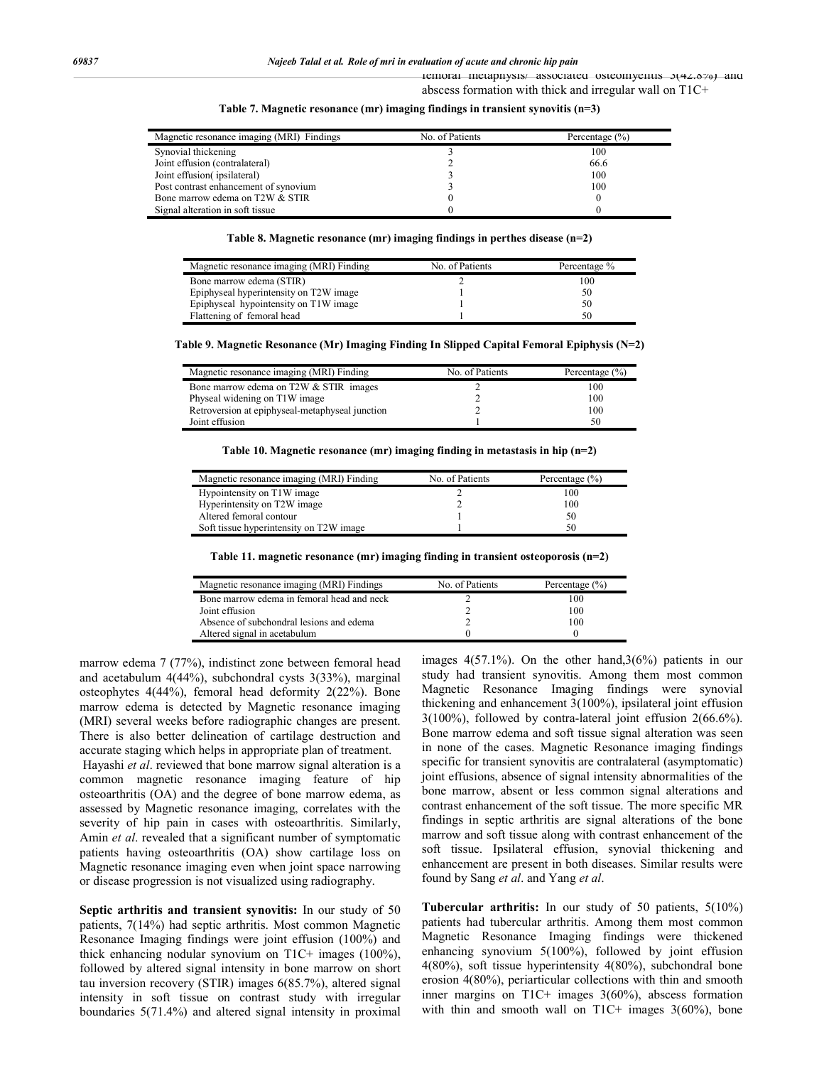femoral metaphysis/ associated osteomyelitis 3(42.8%) and abscess formation with thick and irregular wall on T1C+

**Table 7. Magnetic resonance (mr) imaging findings in transient synovitis (n=3)**

| Magnetic resonance imaging (MRI) Findings | No. of Patients | Percentage (%) |
|---|---|---|
| Synovial thickening | 3 | 100 |
| Joint effusion (contralateral) | 2 | 66.6 |
| Joint effusion( ipsilateral) | 3 | 100 |
| Post contrast enhancement of synovium | 3 | 100 |
| Bone marrow edema on T2W & STIR | 0 | 0 |
| Signal alteration in soft tissue | 0 | 0 |

**Table 8. Magnetic resonance (mr) imaging findings in perthes disease (n=2)**

| Magnetic resonance imaging (MRI) Finding | No. of Patients | Percentage % |
|---|---|---|
| Bone marrow edema (STIR) | 2 | 100 |
| Epiphyseal hyperintensity on T2W image | 1 | 50 |
| Epiphyseal hypointensity on T1W image | 1 | 50 |
| Flattening of femoral head | 1 | 50 |

**Table 9. Magnetic Resonance (Mr) Imaging Finding In Slipped Capital Femoral Epiphysis (N=2)**

| Magnetic resonance imaging (MRI) Finding | No. of Patients | Percentage (%) |
|---|---|---|
| Bone marrow edema on T2W & STIR images | 2 | 100 |
| Physeal widening on T1W image | 2 | 100 |
| Retroversion at epiphyseal-metaphyseal junction | 2 | 100 |
| Joint effusion | 1 | 50 |

**Table 10. Magnetic resonance (mr) imaging finding in metastasis in hip (n=2)**

| Magnetic resonance imaging (MRI) Finding | No. of Patients | Percentage (%) |
|---|---|---|
| Hypointensity on T1W image | 2 | 100 |
| Hyperintensity on T2W image | 2 | 100 |
| Altered femoral contour | 1 | 50 |
| Soft tissue hyperintensity on T2W image | 1 | 50 |

**Table 11. magnetic resonance (mr) imaging finding in transient osteoporosis (n=2)**

| Magnetic resonance imaging (MRI) Findings | No. of Patients | Percentage (%) |
|---|---|---|
| Bone marrow edema in femoral head and neck | 2 | 100 |
| Joint effusion | 2 | 100 |
| Absence of subchondral lesions and edema | 2 | 100 |
| Altered signal in acetabulum | 0 | 0 |

marrow edema 7 (77%), indistinct zone between femoral head and acetabulum 4(44%), subchondral cysts 3(33%), marginal osteophytes 4(44%), femoral head deformity 2(22%). Bone marrow edema is detected by Magnetic resonance imaging (MRI) several weeks before radiographic changes are present. There is also better delineation of cartilage destruction and accurate staging which helps in appropriate plan of treatment.

Hayashi *et al*. reviewed that bone marrow signal alteration is a common magnetic resonance imaging feature of hip osteoarthritis (OA) and the degree of bone marrow edema, as assessed by Magnetic resonance imaging, correlates with the severity of hip pain in cases with osteoarthritis. Similarly, Amin *et al*. revealed that a significant number of symptomatic patients having osteoarthritis (OA) show cartilage loss on Magnetic resonance imaging even when joint space narrowing or disease progression is not visualized using radiography.

**Septic arthritis and transient synovitis:** In our study of 50 patients, 7(14%) had septic arthritis. Most common Magnetic Resonance Imaging findings were joint effusion (100%) and thick enhancing nodular synovium on T1C+ images (100%), followed by altered signal intensity in bone marrow on short tau inversion recovery (STIR) images 6(85.7%), altered signal intensity in soft tissue on contrast study with irregular boundaries 5(71.4%) and altered signal intensity in proximal images 4(57.1%). On the other hand,3(6%) patients in our study had transient synovitis. Among them most common Magnetic Resonance Imaging findings were synovial thickening and enhancement 3(100%), ipsilateral joint effusion 3(100%), followed by contra-lateral joint effusion 2(66.6%). Bone marrow edema and soft tissue signal alteration was seen in none of the cases. Magnetic Resonance imaging findings specific for transient synovitis are contralateral (asymptomatic) joint effusions, absence of signal intensity abnormalities of the bone marrow, absent or less common signal alterations and contrast enhancement of the soft tissue. The more specific MR findings in septic arthritis are signal alterations of the bone marrow and soft tissue along with contrast enhancement of the soft tissue. Ipsilateral effusion, synovial thickening and enhancement are present in both diseases. Similar results were found by Sang *et al*. and Yang *et al*.

**Tubercular arthritis:** In our study of 50 patients, 5(10%) patients had tubercular arthritis. Among them most common Magnetic Resonance Imaging findings were thickened enhancing synovium 5(100%), followed by joint effusion 4(80%), soft tissue hyperintensity 4(80%), subchondral bone erosion 4(80%), periarticular collections with thin and smooth inner margins on T1C+ images 3(60%), abscess formation with thin and smooth wall on T1C+ images 3(60%), bone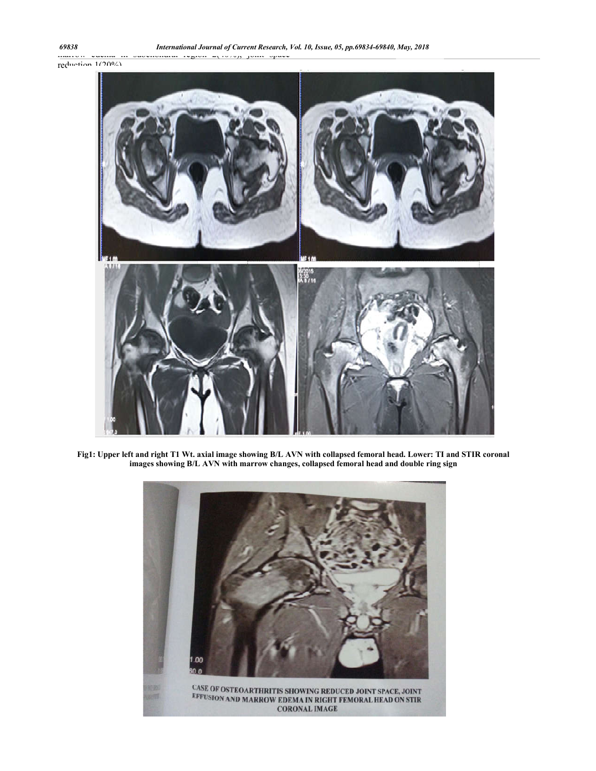marrow edema in subchondral region 2(40%), joint space reduction 1(20%)

Fig1: Upper left and right T1 Wt. axial image showing B/L AVN with collapsed femoral head. Lower: TI and STIR coronal images showing B/L AVN with marrow changes, collapsed femoral head and double ring sign

CASE OF OSTEOARTHRITIS SHOWING REDUCED JOINT SPACE, JOINT EFFUSION AND MARROW EDEMA IN RIGHT FEMORAL HEAD ON STIR CORONAL IMAGE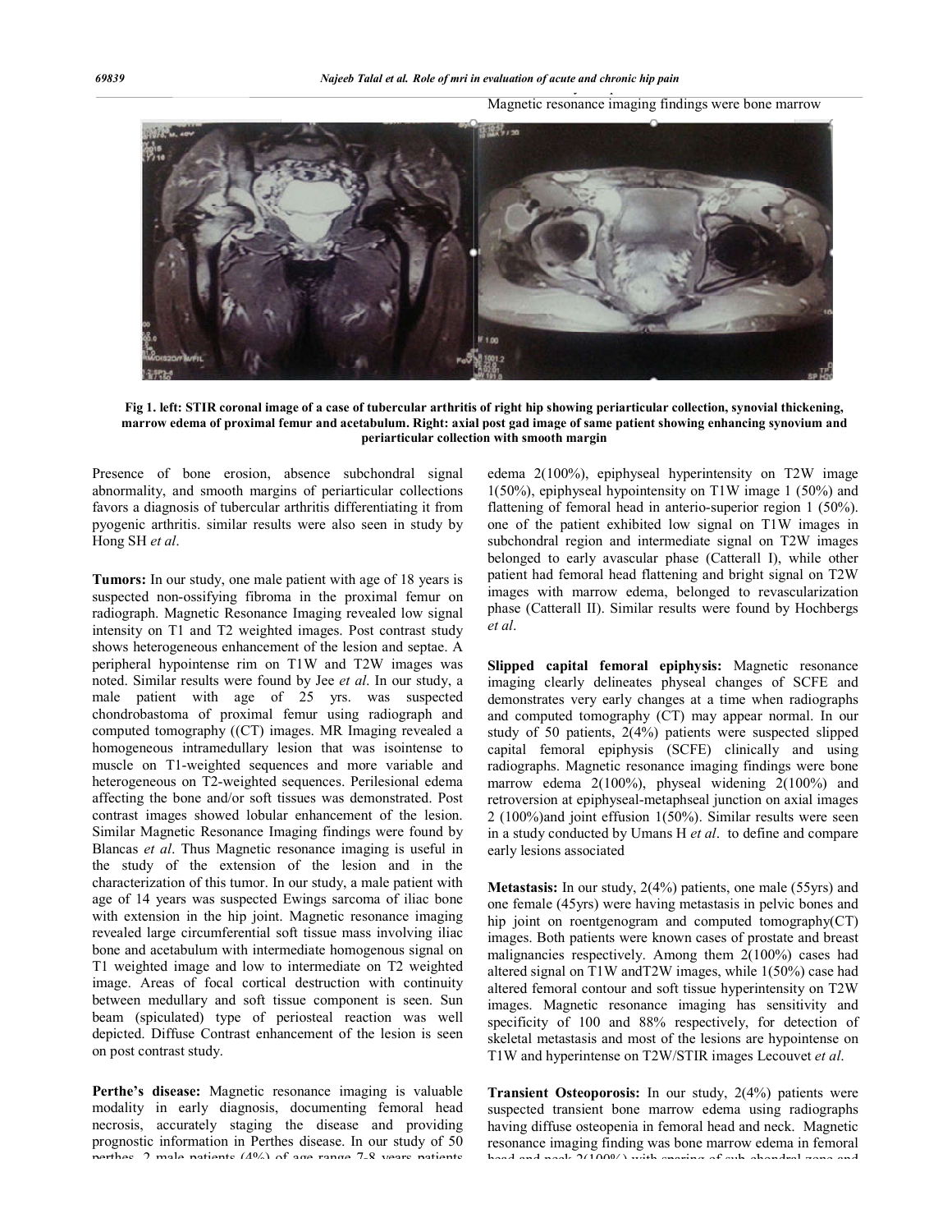Magnetic resonance imaging findings were bone marrow

**Fig 1. left: STIR coronal image of a case of tubercular arthritis of right hip showing periarticular collection, synovial thickening, marrow edema of proximal femur and acetabulum. Right: axial post gad image of same patient showing enhancing synovium and periarticular collection with smooth margin**

Presence of bone erosion, absence subchondral signal abnormality, and smooth margins of periarticular collections favors a diagnosis of tubercular arthritis differentiating it from pyogenic arthritis. similar results were also seen in study by Hong SH *et al*.

**Tumors:** In our study, one male patient with age of 18 years is suspected non-ossifying fibroma in the proximal femur on radiograph. Magnetic Resonance Imaging revealed low signal intensity on T1 and T2 weighted images. Post contrast study shows heterogeneous enhancement of the lesion and septae. A peripheral hypointense rim on T1W and T2W images was noted. Similar results were found by Jee *et al*. In our study, a male patient with age of 25 yrs. was suspected chondrobastoma of proximal femur using radiograph and computed tomography ((CT) images. MR Imaging revealed a homogeneous intramedullary lesion that was isointense to muscle on T1-weighted sequences and more variable and heterogeneous on T2-weighted sequences. Perilesional edema affecting the bone and/or soft tissues was demonstrated. Post contrast images showed lobular enhancement of the lesion. Similar Magnetic Resonance Imaging findings were found by Blancas *et al*. Thus Magnetic resonance imaging is useful in the study of the extension of the lesion and in the characterization of this tumor. In our study, a male patient with age of 14 years was suspected Ewings sarcoma of iliac bone with extension in the hip joint. Magnetic resonance imaging revealed large circumferential soft tissue mass involving iliac bone and acetabulum with intermediate homogenous signal on T1 weighted image and low to intermediate on T2 weighted image. Areas of focal cortical destruction with continuity between medullary and soft tissue component is seen. Sun beam (spiculated) type of periosteal reaction was well depicted. Diffuse Contrast enhancement of the lesion is seen on post contrast study.

**Perthe's disease:** Magnetic resonance imaging is valuable modality in early diagnosis, documenting femoral head necrosis, accurately staging the disease and providing prognostic information in Perthes disease. In our study of 50 perthes, 2 male patients (4%) of age range 7-8 years patients

edema 2(100%), epiphyseal hyperintensity on T2W image 1(50%), epiphyseal hypointensity on T1W image 1 (50%) and flattening of femoral head in anterio-superior region 1 (50%). one of the patient exhibited low signal on T1W images in subchondral region and intermediate signal on T2W images belonged to early avascular phase (Catterall I), while other patient had femoral head flattening and bright signal on T2W images with marrow edema, belonged to revascularization phase (Catterall II). Similar results were found by Hochbergs *et al*.

**Slipped capital femoral epiphysis:** Magnetic resonance imaging clearly delineates physeal changes of SCFE and demonstrates very early changes at a time when radiographs and computed tomography (CT) may appear normal. In our study of 50 patients, 2(4%) patients were suspected slipped capital femoral epiphysis (SCFE) clinically and using radiographs. Magnetic resonance imaging findings were bone marrow edema 2(100%), physeal widening 2(100%) and retroversion at epiphyseal-metaphseal junction on axial images 2 (100%)and joint effusion 1(50%). Similar results were seen in a study conducted by Umans H *et al*. to define and compare early lesions associated

**Metastasis:** In our study, 2(4%) patients, one male (55yrs) and one female (45yrs) were having metastasis in pelvic bones and hip joint on roentgenogram and computed tomography(CT) images. Both patients were known cases of prostate and breast malignancies respectively. Among them 2(100%) cases had altered signal on T1W andT2W images, while 1(50%) case had altered femoral contour and soft tissue hyperintensity on T2W images. Magnetic resonance imaging has sensitivity and specificity of 100 and 88% respectively, for detection of skeletal metastasis and most of the lesions are hypointense on T1W and hyperintense on T2W/STIR images Lecouvet *et al*.

**Transient Osteoporosis:** In our study, 2(4%) patients were suspected transient bone marrow edema using radiographs having diffuse osteopenia in femoral head and neck. Magnetic resonance imaging finding was bone marrow edema in femoral head and neck 2(100%) with sparing of sub-chondral zone and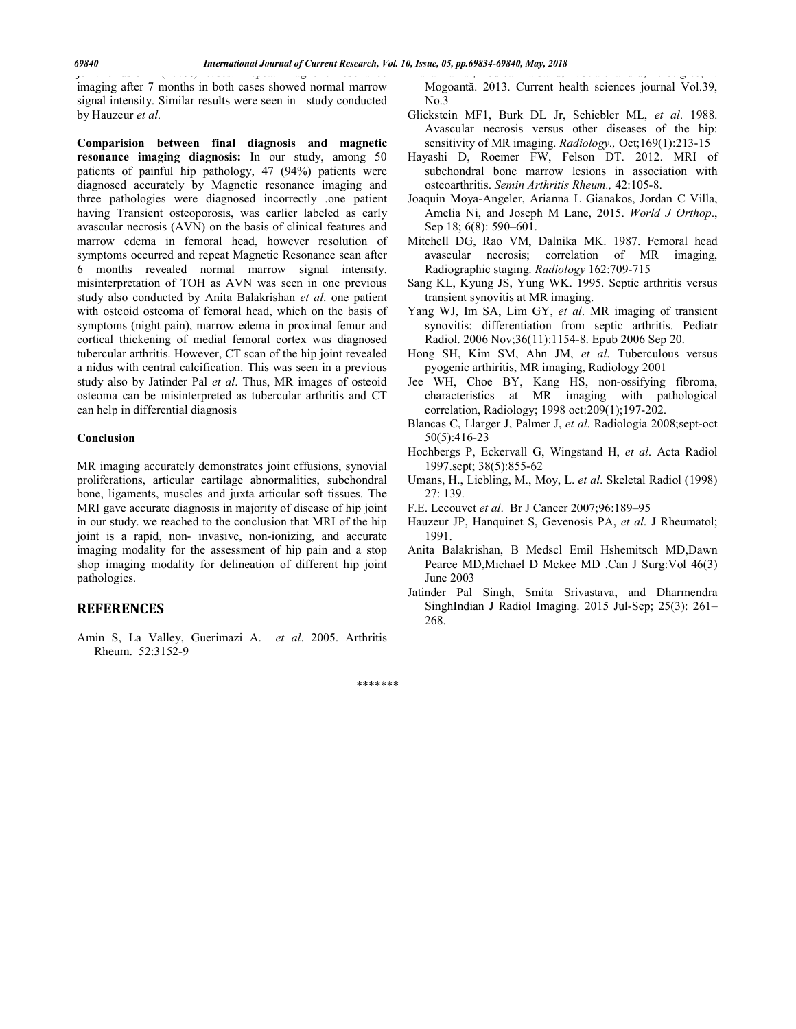imaging after 7 months in both cases showed normal marrow signal intensity. Similar results were seen in study conducted by Hauzeur *et al*.

**Comparision between final diagnosis and magnetic resonance imaging diagnosis:** In our study, among 50 patients of painful hip pathology, 47 (94%) patients were diagnosed accurately by Magnetic resonance imaging and three pathologies were diagnosed incorrectly .one patient having Transient osteoporosis, was earlier labeled as early avascular necrosis (AVN) on the basis of clinical features and marrow edema in femoral head, however resolution of symptoms occurred and repeat Magnetic Resonance scan after 6 months revealed normal marrow signal intensity. misinterpretation of TOH as AVN was seen in one previous study also conducted by Anita Balakrishan *et al*. one patient with osteoid osteoma of femoral head, which on the basis of symptoms (night pain), marrow edema in proximal femur and cortical thickening of medial femoral cortex was diagnosed tubercular arthritis. However, CT scan of the hip joint revealed a nidus with central calcification. This was seen in a previous study also by Jatinder Pal *et al*. Thus, MR images of osteoid osteoma can be misinterpreted as tubercular arthritis and CT can help in differential diagnosis

### Conclusion

MR imaging accurately demonstrates joint effusions, synovial proliferations, articular cartilage abnormalities, subchondral bone, ligaments, muscles and juxta articular soft tissues. The MRI gave accurate diagnosis in majority of disease of hip joint in our study. we reached to the conclusion that MRI of the hip joint is a rapid, non- invasive, non-ionizing, and accurate imaging modality for the assessment of hip pain and a stop shop imaging modality for delineation of different hip joint pathologies.

## REFERENCES

Amin S, La Valley, Guerimazi A. *et al*. 2005. Arthritis Rheum. 52:3152-9

Mogoantă. 2013. Current health sciences journal Vol.39, No.3

Glickstein MF1, Burk DL Jr, Schiebler ML, *et al*. 1988. Avascular necrosis versus other diseases of the hip: sensitivity of MR imaging. *Radiology.,* Oct;169(1):213-15

Hayashi D, Roemer FW, Felson DT. 2012. MRI of subchondral bone marrow lesions in association with osteoarthritis. *Semin Arthritis Rheum.,* 42:105-8.

Joaquin Moya-Angeler, Arianna L Gianakos, Jordan C Villa, Amelia Ni, and Joseph M Lane, 2015. *World J Orthop*., Sep 18; 6(8): 590–601.

Mitchell DG, Rao VM, Dalnika MK. 1987. Femoral head avascular necrosis; correlation of MR imaging, Radiographic staging. *Radiology* 162:709-715

Sang KL, Kyung JS, Yung WK. 1995. Septic arthritis versus transient synovitis at MR imaging.

Yang WJ, Im SA, Lim GY, *et al*. MR imaging of transient synovitis: differentiation from septic arthritis. Pediatr Radiol. 2006 Nov;36(11):1154-8. Epub 2006 Sep 20.

Hong SH, Kim SM, Ahn JM, *et al*. Tuberculous versus pyogenic arthiritis, MR imaging, Radiology 2001

Jee WH, Choe BY, Kang HS, non-ossifying fibroma, characteristics at MR imaging with pathological correlation, Radiology; 1998 oct:209(1);197-202.

Blancas C, Llarger J, Palmer J, *et al*. Radiologia 2008;sept-oct 50(5):416-23

Hochbergs P, Eckervall G, Wingstand H, *et al*. Acta Radiol 1997.sept; 38(5):855-62

Umans, H., Liebling, M., Moy, L. *et al*. Skeletal Radiol (1998) 27: 139.

F.E. Lecouvet *et al*. Br J Cancer 2007;96:189–95

Hauzeur JP, Hanquinet S, Gevenosis PA, *et al*. J Rheumatol; 1991.

Anita Balakrishan, B Medscl Emil Hshemitsch MD,Dawn Pearce MD,Michael D Mckee MD .Can J Surg:Vol 46(3) June 2003

Jatinder Pal Singh, Smita Srivastava, and Dharmendra SinghIndian J Radiol Imaging. 2015 Jul-Sep; 25(3): 261–268.

\*\*\*\*\*\*\*